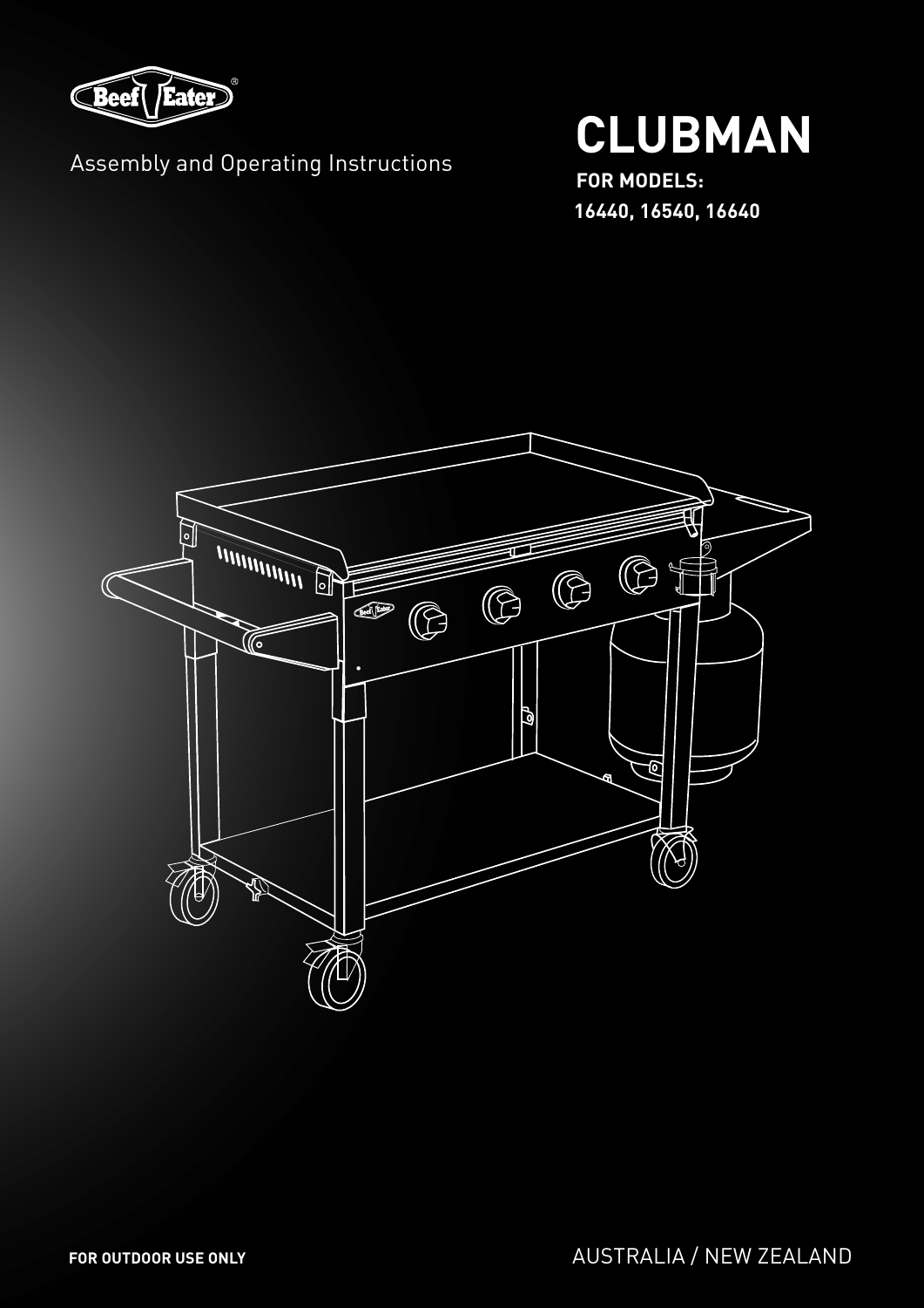Assembly and Operating Instructions

# CLUBMAN

**FOR MODELS:**
**16440, 16540, 16640**

**FOR OUTDOOR USE ONLY**

AUSTRALIA / NEW ZEALAND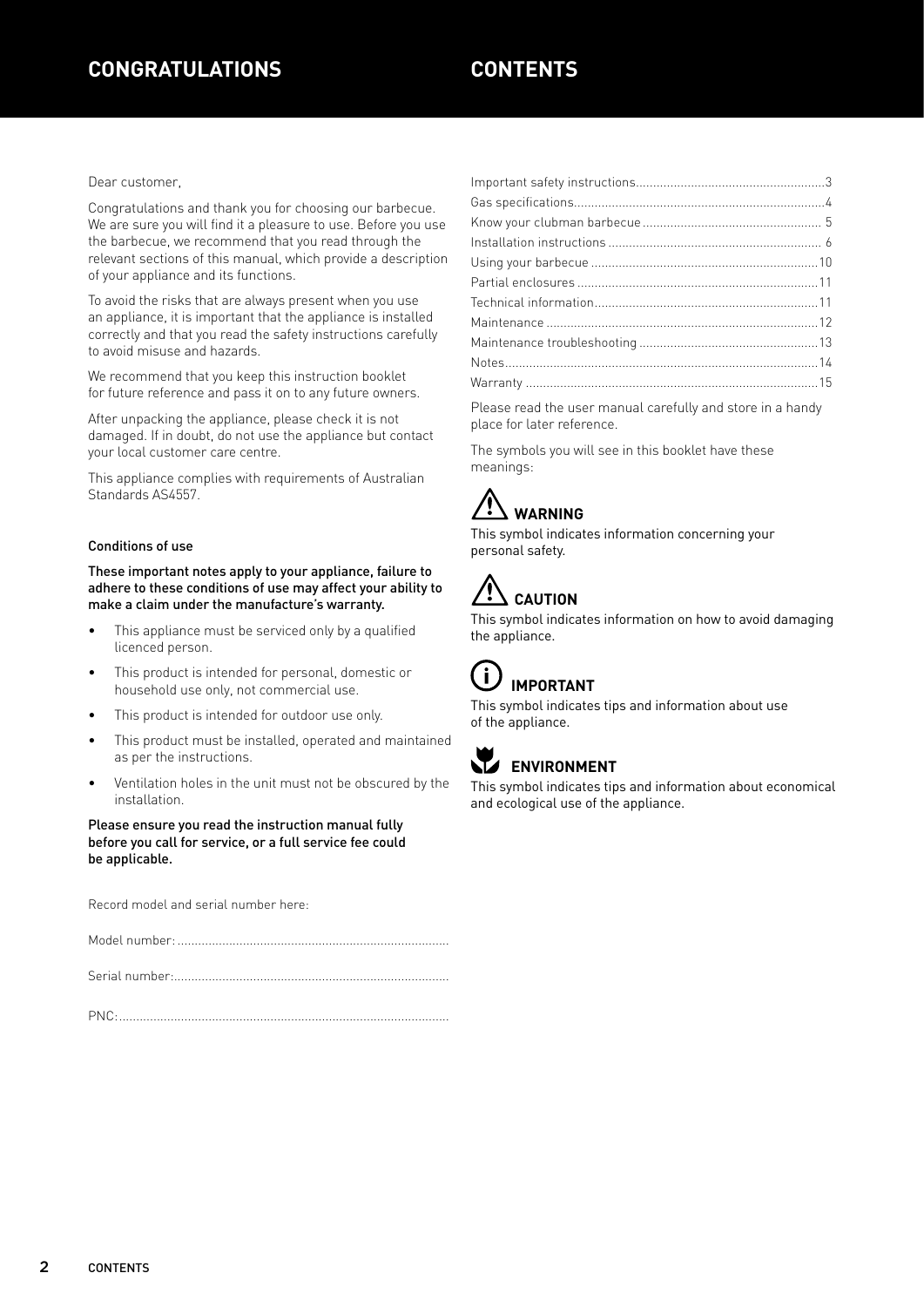# CONGRATULATIONS

Dear customer,

Congratulations and thank you for choosing our barbecue. We are sure you will find it a pleasure to use. Before you use the barbecue, we recommend that you read through the relevant sections of this manual, which provide a description of your appliance and its functions.

To avoid the risks that are always present when you use an appliance, it is important that the appliance is installed correctly and that you read the safety instructions carefully to avoid misuse and hazards.

We recommend that you keep this instruction booklet for future reference and pass it on to any future owners.

After unpacking the appliance, please check it is not damaged. If in doubt, do not use the appliance but contact your local customer care centre.

This appliance complies with requirements of Australian Standards AS4557.

### Conditions of use

**These important notes apply to your appliance, failure to adhere to these conditions of use may affect your ability to make a claim under the manufacture's warranty.**

- This appliance must be serviced only by a qualified licenced person.
- This product is intended for personal, domestic or household use only, not commercial use.
- This product is intended for outdoor use only.
- This product must be installed, operated and maintained as per the instructions.
- Ventilation holes in the unit must not be obscured by the installation.

**Please ensure you read the instruction manual fully before you call for service, or a full service fee could be applicable.**

Record model and serial number here:

Model number: ..............................................................................

Serial number:...............................................................................

PNC: ...............................................................................................

# CONTENTS

Important safety instructions......................................................3
Gas specifications........................................................................4
Know your clubman barbecue .................................................... 5
Installation instructions ............................................................. 6
Using your barbecue .................................................................10
Partial enclosures .....................................................................11
Technical information................................................................11
Maintenance ..............................................................................12
Maintenance troubleshooting ...................................................13
Notes..........................................................................................14
Warranty ....................................................................................15

Please read the user manual carefully and store in a handy place for later reference.

The symbols you will see in this booklet have these meanings:

### WARNING

This symbol indicates information concerning your personal safety.

### CAUTION

This symbol indicates information on how to avoid damaging the appliance.

### IMPORTANT

This symbol indicates tips and information about use of the appliance.

### ENVIRONMENT

This symbol indicates tips and information about economical and ecological use of the appliance.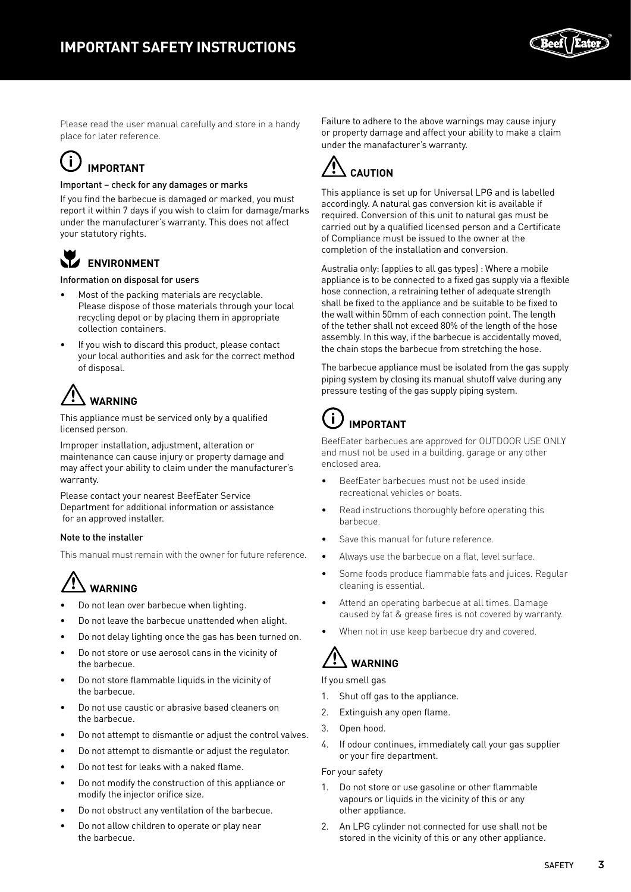# IMPORTANT SAFETY INSTRUCTIONS

Please read the user manual carefully and store in a handy place for later reference.

## IMPORTANT

Important – check for any damages or marks

If you find the barbecue is damaged or marked, you must report it within 7 days if you wish to claim for damage/marks under the manufacturer's warranty. This does not affect your statutory rights.

## ENVIRONMENT

Information on disposal for users

- Most of the packing materials are recyclable. Please dispose of those materials through your local recycling depot or by placing them in appropriate collection containers.
- If you wish to discard this product, please contact your local authorities and ask for the correct method of disposal.

## WARNING

This appliance must be serviced only by a qualified licensed person.

Improper installation, adjustment, alteration or maintenance can cause injury or property damage and may affect your ability to claim under the manufacturer's warranty.

Please contact your nearest BeefEater Service Department for additional information or assistance for an approved installer.

Note to the installer

This manual must remain with the owner for future reference.

## WARNING

- Do not lean over barbecue when lighting.
- Do not leave the barbecue unattended when alight.
- Do not delay lighting once the gas has been turned on.
- Do not store or use aerosol cans in the vicinity of the barbecue.
- Do not store flammable liquids in the vicinity of the barbecue.
- Do not use caustic or abrasive based cleaners on the barbecue.
- Do not attempt to dismantle or adjust the control valves.
- Do not attempt to dismantle or adjust the regulator.
- Do not test for leaks with a naked flame.
- Do not modify the construction of this appliance or modify the injector orifice size.
- Do not obstruct any ventilation of the barbecue.
- Do not allow children to operate or play near the barbecue.

Failure to adhere to the above warnings may cause injury or property damage and affect your ability to make a claim under the manafacturer's warranty.

## CAUTION

This appliance is set up for Universal LPG and is labelled accordingly. A natural gas conversion kit is available if required. Conversion of this unit to natural gas must be carried out by a qualified licensed person and a Certificate of Compliance must be issued to the owner at the completion of the installation and conversion.

Australia only: (applies to all gas types) : Where a mobile appliance is to be connected to a fixed gas supply via a flexible hose connection, a retraining tether of adequate strength shall be fixed to the appliance and be suitable to be fixed to the wall within 50mm of each connection point. The length of the tether shall not exceed 80% of the length of the hose assembly. In this way, if the barbecue is accidentally moved, the chain stops the barbecue from stretching the hose.

The barbecue appliance must be isolated from the gas supply piping system by closing its manual shutoff valve during any pressure testing of the gas supply piping system.

## IMPORTANT

BeefEater barbecues are approved for OUTDOOR USE ONLY and must not be used in a building, garage or any other enclosed area.

- BeefEater barbecues must not be used inside recreational vehicles or boats.
- Read instructions thoroughly before operating this barbecue.
- Save this manual for future reference.
- Always use the barbecue on a flat, level surface.
- Some foods produce flammable fats and juices. Regular cleaning is essential.
- Attend an operating barbecue at all times. Damage caused by fat & grease fires is not covered by warranty.
- When not in use keep barbecue dry and covered.

## WARNING

If you smell gas

1. Shut off gas to the appliance.
2. Extinguish any open flame.
3. Open hood.
4. If odour continues, immediately call your gas supplier or your fire department.

For your safety

1. Do not store or use gasoline or other flammable vapours or liquids in the vicinity of this or any other appliance.
2. An LPG cylinder not connected for use shall not be stored in the vicinity of this or any other appliance.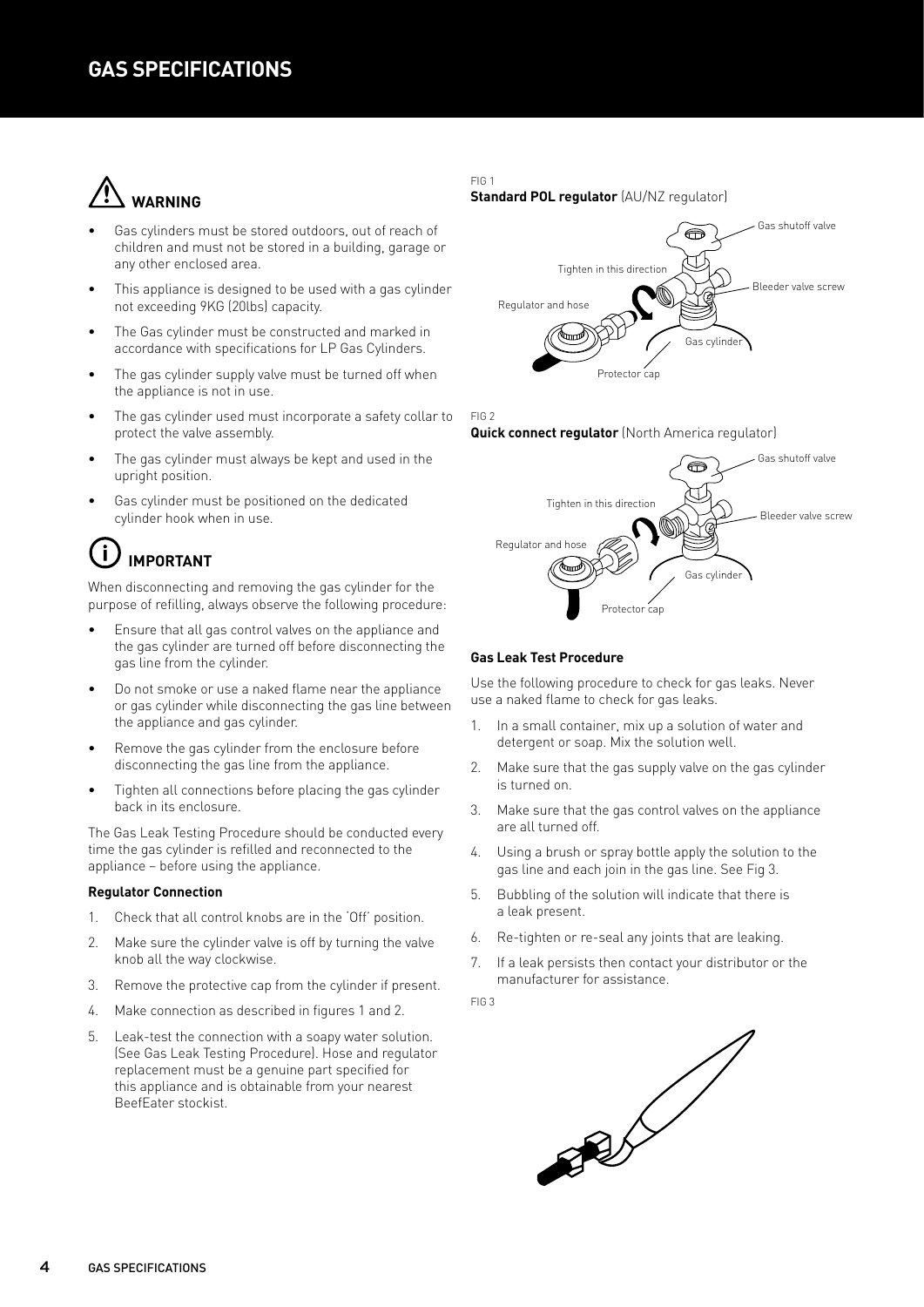# GAS SPECIFICATIONS

## WARNING

- Gas cylinders must be stored outdoors, out of reach of children and must not be stored in a building, garage or any other enclosed area.
- This appliance is designed to be used with a gas cylinder not exceeding 9KG (20lbs) capacity.
- The Gas cylinder must be constructed and marked in accordance with specifications for LP Gas Cylinders.
- The gas cylinder supply valve must be turned off when the appliance is not in use.
- The gas cylinder used must incorporate a safety collar to protect the valve assembly.
- The gas cylinder must always be kept and used in the upright position.
- Gas cylinder must be positioned on the dedicated cylinder hook when in use.

## IMPORTANT

When disconnecting and removing the gas cylinder for the purpose of refilling, always observe the following procedure:

- Ensure that all gas control valves on the appliance and the gas cylinder are turned off before disconnecting the gas line from the cylinder.
- Do not smoke or use a naked flame near the appliance or gas cylinder while disconnecting the gas line between the appliance and gas cylinder.
- Remove the gas cylinder from the enclosure before disconnecting the gas line from the appliance.
- Tighten all connections before placing the gas cylinder back in its enclosure.

The Gas Leak Testing Procedure should be conducted every time the gas cylinder is refilled and reconnected to the appliance – before using the appliance.

**Regulator Connection**

1. Check that all control knobs are in the 'Off' position.
2. Make sure the cylinder valve is off by turning the valve knob all the way clockwise.
3. Remove the protective cap from the cylinder if present.
4. Make connection as described in figures 1 and 2.
5. Leak-test the connection with a soapy water solution. (See Gas Leak Testing Procedure). Hose and regulator replacement must be a genuine part specified for this appliance and is obtainable from your nearest BeefEater stockist.

FIG 1
**Standard POL regulator** (AU/NZ regulator)

Gas shutoff valve
Tighten in this direction
Bleeder valve screw
Regulator and hose
Gas cylinder
Protector cap

FIG 2
**Quick connect regulator** (North America regulator)

Gas shutoff valve
Tighten in this direction
Bleeder valve screw
Regulator and hose
Gas cylinder
Protector cap

**Gas Leak Test Procedure**

Use the following procedure to check for gas leaks. Never use a naked flame to check for gas leaks.

1. In a small container, mix up a solution of water and detergent or soap. Mix the solution well.
2. Make sure that the gas supply valve on the gas cylinder is turned on.
3. Make sure that the gas control valves on the appliance are all turned off.
4. Using a brush or spray bottle apply the solution to the gas line and each join in the gas line. See Fig 3.
5. Bubbling of the solution will indicate that there is a leak present.
6. Re-tighten or re-seal any joints that are leaking.
7. If a leak persists then contact your distributor or the manufacturer for assistance.

FIG 3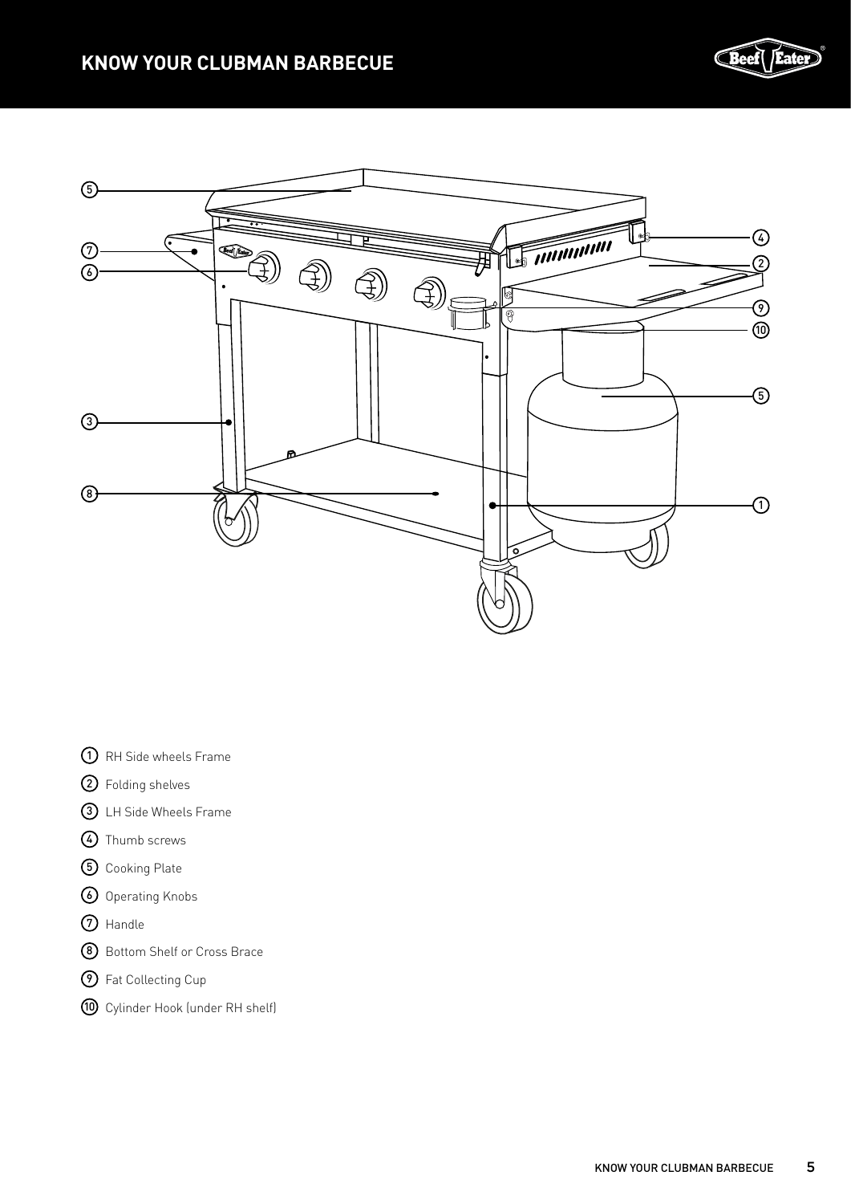# KNOW YOUR CLUBMAN BARBECUE

1. RH Side wheels Frame
2. Folding shelves
3. LH Side Wheels Frame
4. Thumb screws
5. Cooking Plate
6. Operating Knobs
7. Handle
8. Bottom Shelf or Cross Brace
9. Fat Collecting Cup
10. Cylinder Hook (under RH shelf)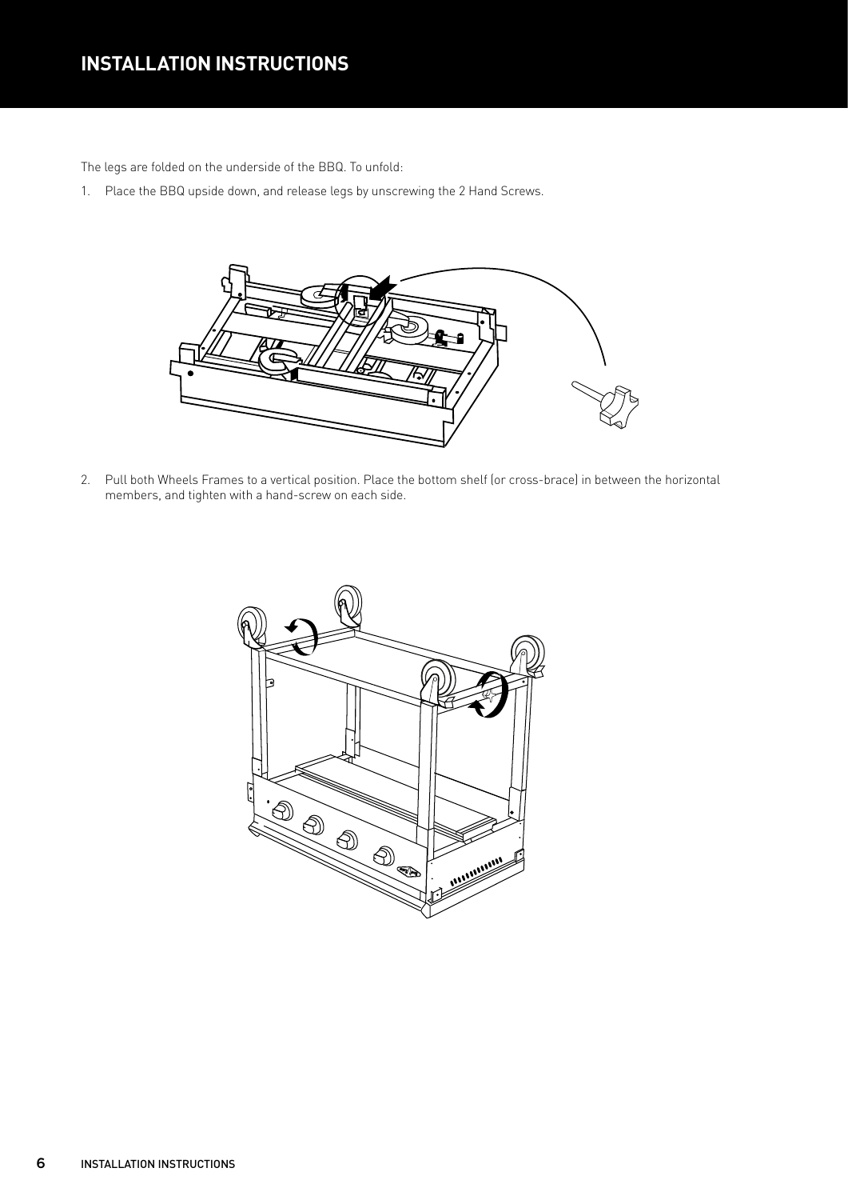# INSTALLATION INSTRUCTIONS

The legs are folded on the underside of the BBQ. To unfold:

1. Place the BBQ upside down, and release legs by unscrewing the 2 Hand Screws.

2. Pull both Wheels Frames to a vertical position. Place the bottom shelf (or cross-brace) in between the horizontal members, and tighten with a hand-screw on each side.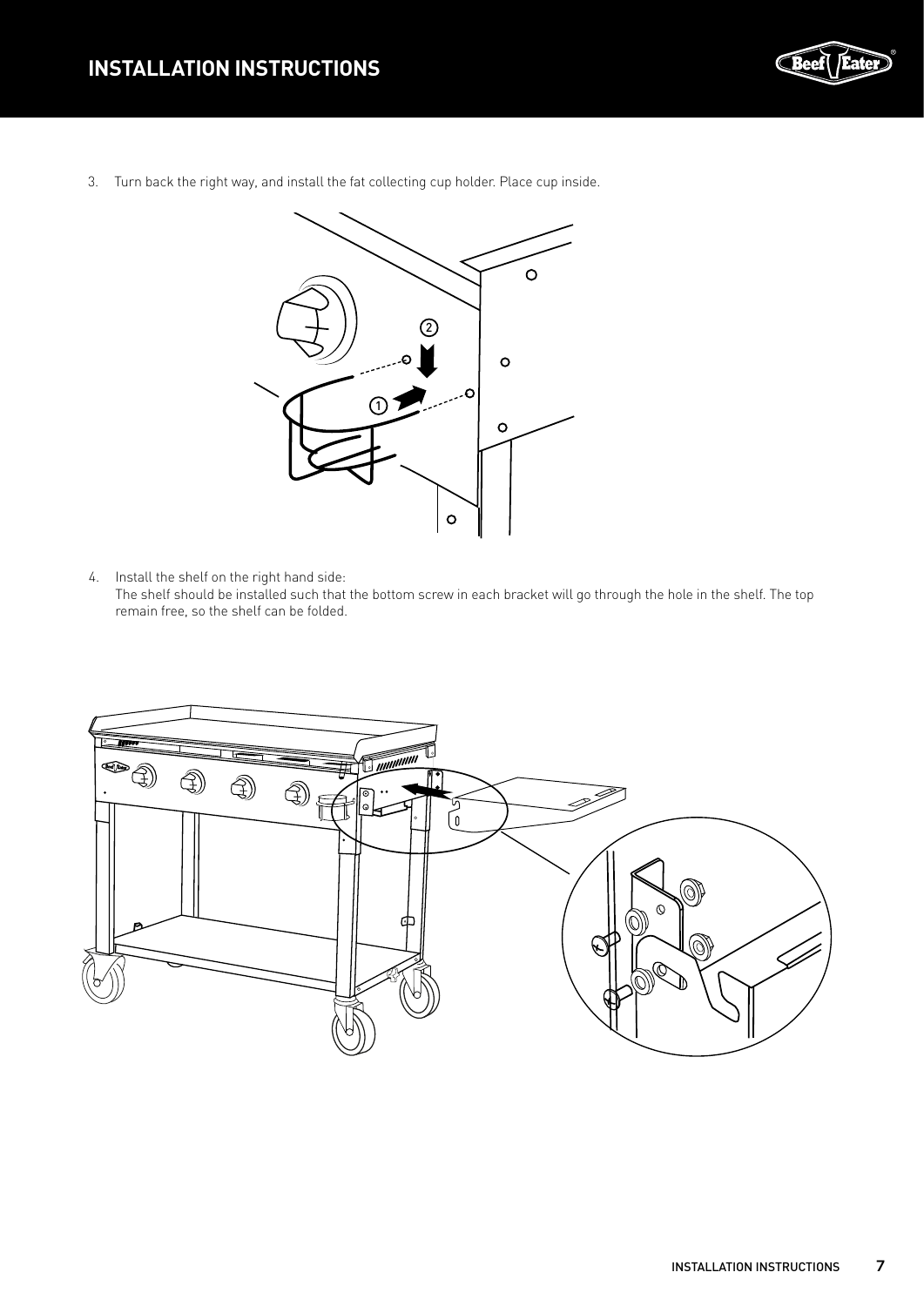# INSTALLATION INSTRUCTIONS

3. Turn back the right way, and install the fat collecting cup holder. Place cup inside.

4. Install the shelf on the right hand side:
   The shelf should be installed such that the bottom screw in each bracket will go through the hole in the shelf. The top remain free, so the shelf can be folded.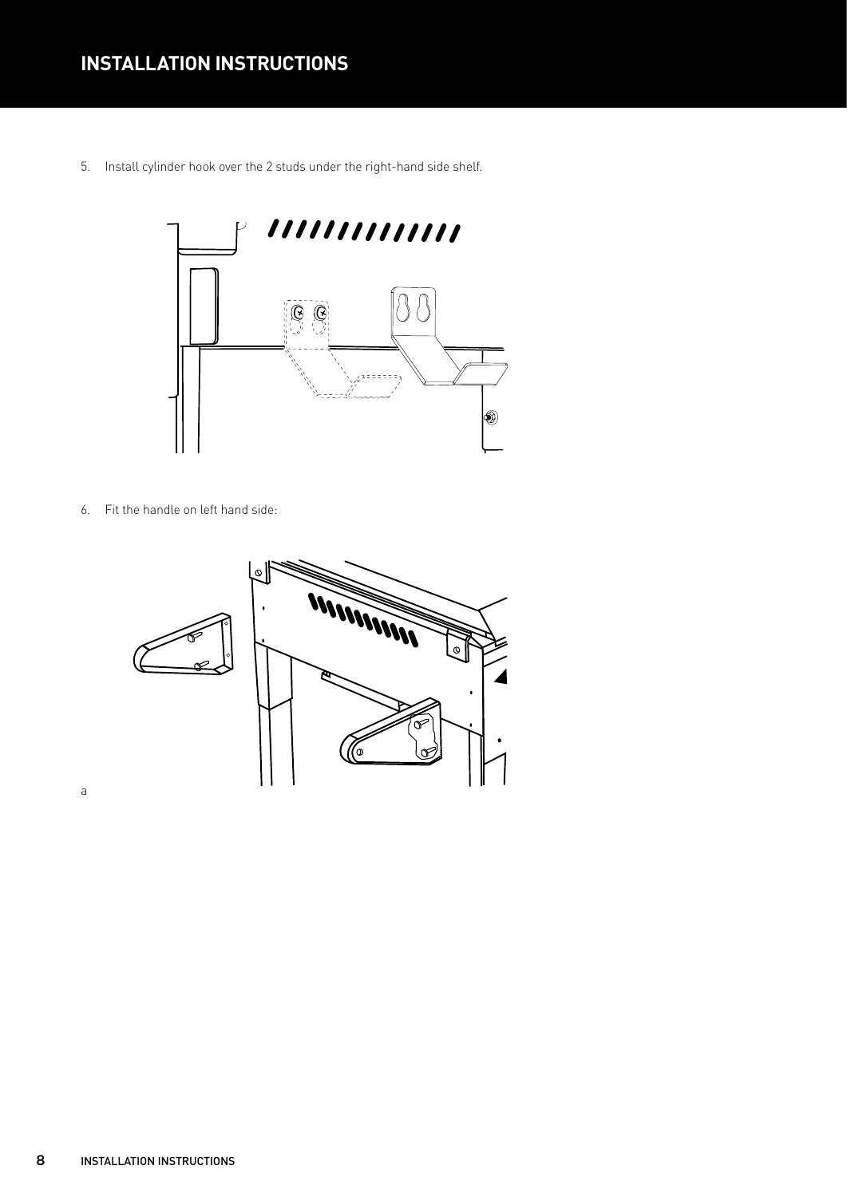5. Install cylinder hook over the 2 studs under the right-hand side shelf.

6. Fit the handle on left hand side:

a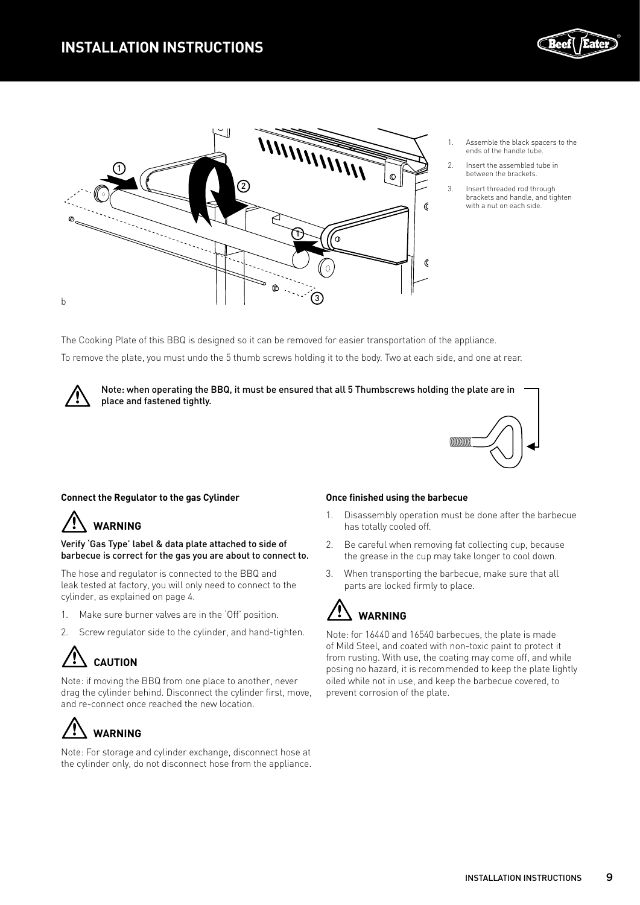# INSTALLATION INSTRUCTIONS

1. Assemble the black spacers to the ends of the handle tube.
2. Insert the assembled tube in between the brackets.
3. Insert threaded rod through brackets and handle, and tighten with a nut on each side.

b

The Cooking Plate of this BBQ is designed so it can be removed for easier transportation of the appliance.

To remove the plate, you must undo the 5 thumb screws holding it to the body. Two at each side, and one at rear.

**Note: when operating the BBQ, it must be ensured that all 5 Thumbscrews holding the plate are in place and fastened tightly.**

### Connect the Regulator to the gas Cylinder

**WARNING**

**Verify 'Gas Type' label & data plate attached to side of barbecue is correct for the gas you are about to connect to.**

The hose and regulator is connected to the BBQ and leak tested at factory, you will only need to connect to the cylinder, as explained on page 4.

1. Make sure burner valves are in the 'Off' position.
2. Screw regulator side to the cylinder, and hand-tighten.

**CAUTION**

Note: if moving the BBQ from one place to another, never drag the cylinder behind. Disconnect the cylinder first, move, and re-connect once reached the new location.

**WARNING**

Note: For storage and cylinder exchange, disconnect hose at the cylinder only, do not disconnect hose from the appliance.

### Once finished using the barbecue

1. Disassembly operation must be done after the barbecue has totally cooled off.
2. Be careful when removing fat collecting cup, because the grease in the cup may take longer to cool down.
3. When transporting the barbecue, make sure that all parts are locked firmly to place.

**WARNING**

Note: for 16440 and 16540 barbecues, the plate is made of Mild Steel, and coated with non-toxic paint to protect it from rusting. With use, the coating may come off, and while posing no hazard, it is recommended to keep the plate lightly oiled while not in use, and keep the barbecue covered, to prevent corrosion of the plate.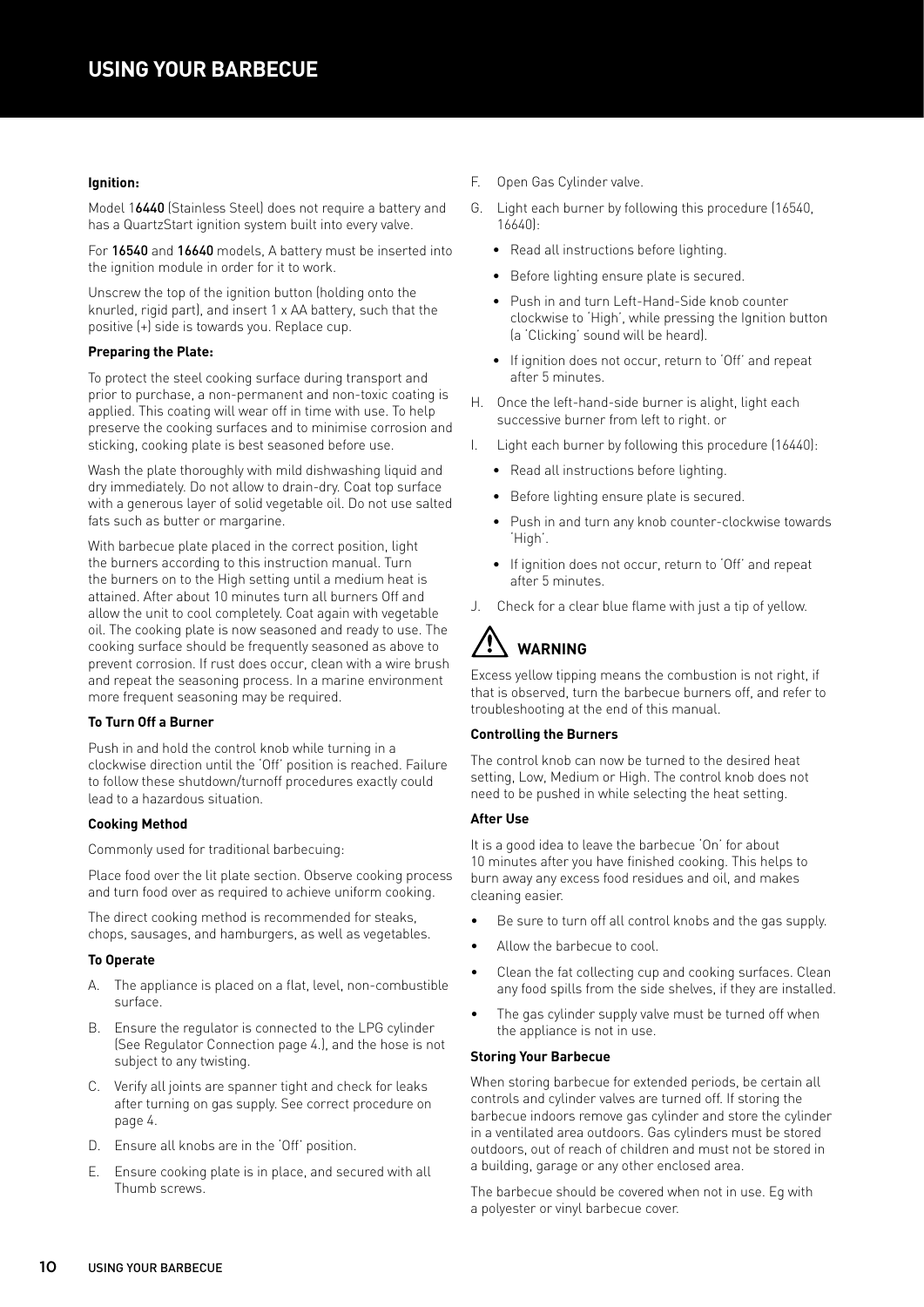# USING YOUR BARBECUE

**Ignition:**

Model 16440 (Stainless Steel) does not require a battery and has a QuartzStart ignition system built into every valve.

For 16540 and 16640 models, A battery must be inserted into the ignition module in order for it to work.

Unscrew the top of the ignition button (holding onto the knurled, rigid part), and insert 1 x AA battery, such that the positive (+) side is towards you. Replace cup.

**Preparing the Plate:**

To protect the steel cooking surface during transport and prior to purchase, a non-permanent and non-toxic coating is applied. This coating will wear off in time with use. To help preserve the cooking surfaces and to minimise corrosion and sticking, cooking plate is best seasoned before use.

Wash the plate thoroughly with mild dishwashing liquid and dry immediately. Do not allow to drain-dry. Coat top surface with a generous layer of solid vegetable oil. Do not use salted fats such as butter or margarine.

With barbecue plate placed in the correct position, light the burners according to this instruction manual. Turn the burners on to the High setting until a medium heat is attained. After about 10 minutes turn all burners Off and allow the unit to cool completely. Coat again with vegetable oil. The cooking plate is now seasoned and ready to use. The cooking surface should be frequently seasoned as above to prevent corrosion. If rust does occur, clean with a wire brush and repeat the seasoning process. In a marine environment more frequent seasoning may be required.

**To Turn Off a Burner**

Push in and hold the control knob while turning in a clockwise direction until the 'Off' position is reached. Failure to follow these shutdown/turnoff procedures exactly could lead to a hazardous situation.

**Cooking Method**

Commonly used for traditional barbecuing:

Place food over the lit plate section. Observe cooking process and turn food over as required to achieve uniform cooking.

The direct cooking method is recommended for steaks, chops, sausages, and hamburgers, as well as vegetables.

**To Operate**

A. The appliance is placed on a flat, level, non-combustible surface.

B. Ensure the regulator is connected to the LPG cylinder (See Regulator Connection page 4.), and the hose is not subject to any twisting.

C. Verify all joints are spanner tight and check for leaks after turning on gas supply. See correct procedure on page 4.

D. Ensure all knobs are in the 'Off' position.

E. Ensure cooking plate is in place, and secured with all Thumb screws.

F. Open Gas Cylinder valve.

G. Light each burner by following this procedure (16540, 16640):

- Read all instructions before lighting.
- Before lighting ensure plate is secured.
- Push in and turn Left-Hand-Side knob counter clockwise to 'High', while pressing the Ignition button (a 'Clicking' sound will be heard).
- If ignition does not occur, return to 'Off' and repeat after 5 minutes.

H. Once the left-hand-side burner is alight, light each successive burner from left to right. or

I. Light each burner by following this procedure (16440):

- Read all instructions before lighting.
- Before lighting ensure plate is secured.
- Push in and turn any knob counter-clockwise towards 'High'.
- If ignition does not occur, return to 'Off' and repeat after 5 minutes.

J. Check for a clear blue flame with just a tip of yellow.

**WARNING**

Excess yellow tipping means the combustion is not right, if that is observed, turn the barbecue burners off, and refer to troubleshooting at the end of this manual.

**Controlling the Burners**

The control knob can now be turned to the desired heat setting, Low, Medium or High. The control knob does not need to be pushed in while selecting the heat setting.

**After Use**

It is a good idea to leave the barbecue 'On' for about 10 minutes after you have finished cooking. This helps to burn away any excess food residues and oil, and makes cleaning easier.

- Be sure to turn off all control knobs and the gas supply.
- Allow the barbecue to cool.
- Clean the fat collecting cup and cooking surfaces. Clean any food spills from the side shelves, if they are installed.
- The gas cylinder supply valve must be turned off when the appliance is not in use.

**Storing Your Barbecue**

When storing barbecue for extended periods, be certain all controls and cylinder valves are turned off. If storing the barbecue indoors remove gas cylinder and store the cylinder in a ventilated area outdoors. Gas cylinders must be stored outdoors, out of reach of children and must not be stored in a building, garage or any other enclosed area.

The barbecue should be covered when not in use. Eg with a polyester or vinyl barbecue cover.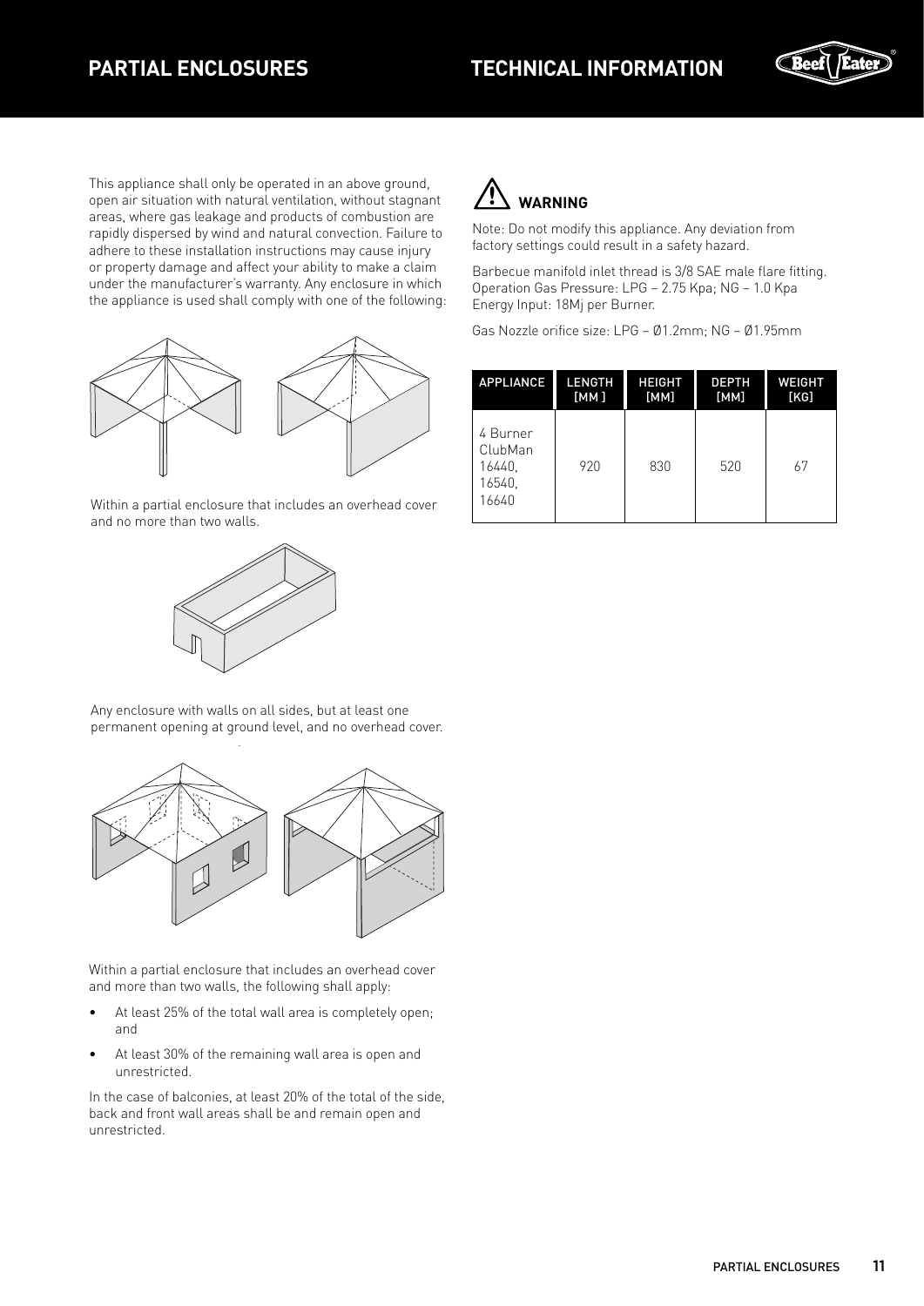# PARTIAL ENCLOSURES

# TECHNICAL INFORMATION

This appliance shall only be operated in an above ground, open air situation with natural ventilation, without stagnant areas, where gas leakage and products of combustion are rapidly dispersed by wind and natural convection. Failure to adhere to these installation instructions may cause injury or property damage and affect your ability to make a claim under the manufacturer's warranty. Any enclosure in which the appliance is used shall comply with one of the following:

Within a partial enclosure that includes an overhead cover and no more than two walls.

Any enclosure with walls on all sides, but at least one permanent opening at ground level, and no overhead cover.

Within a partial enclosure that includes an overhead cover and more than two walls, the following shall apply:

- At least 25% of the total wall area is completely open; and
- At least 30% of the remaining wall area is open and unrestricted.

In the case of balconies, at least 20% of the total of the side, back and front wall areas shall be and remain open and unrestricted.

## WARNING

Note: Do not modify this appliance. Any deviation from factory settings could result in a safety hazard.

Barbecue manifold inlet thread is 3/8 SAE male flare fitting.
Operation Gas Pressure: LPG – 2.75 Kpa; NG – 1.0 Kpa
Energy Input: 18Mj per Burner.

Gas Nozzle orifice size: LPG – Ø1.2mm; NG – Ø1.95mm

| APPLIANCE | LENGTH [MM ] | HEIGHT [MM] | DEPTH [MM] | WEIGHT [KG] |
|---|---|---|---|---|
| 4 Burner ClubMan 16440, 16540, 16640 | 920 | 830 | 520 | 67 |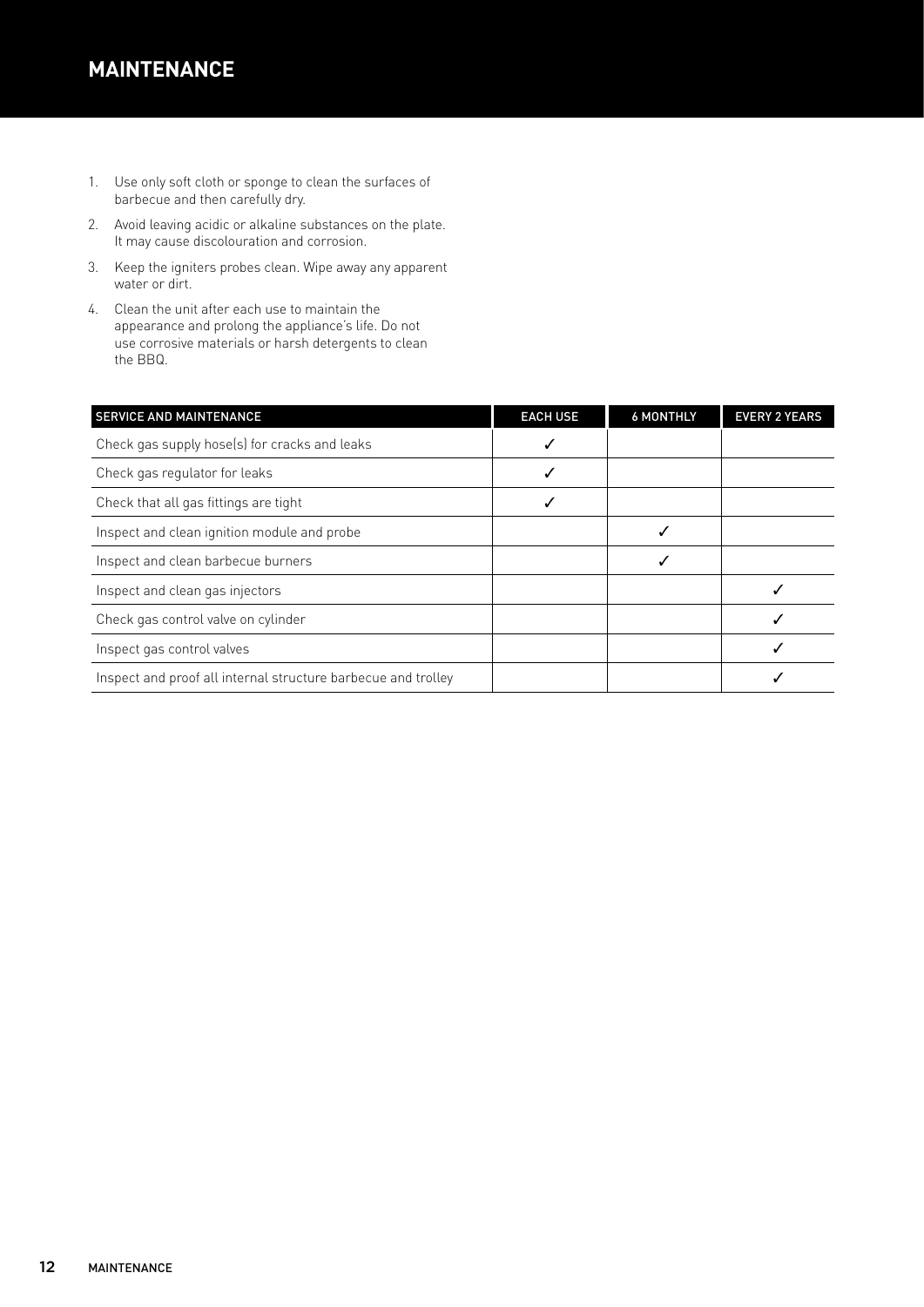# MAINTENANCE

1. Use only soft cloth or sponge to clean the surfaces of barbecue and then carefully dry.
2. Avoid leaving acidic or alkaline substances on the plate. It may cause discolouration and corrosion.
3. Keep the igniters probes clean. Wipe away any apparent water or dirt.
4. Clean the unit after each use to maintain the appearance and prolong the appliance's life. Do not use corrosive materials or harsh detergents to clean the BBQ.

| SERVICE AND MAINTENANCE | EACH USE | 6 MONTHLY | EVERY 2 YEARS |
|---|---|---|---|
| Check gas supply hose(s) for cracks and leaks | ✓ | | |
| Check gas regulator for leaks | ✓ | | |
| Check that all gas fittings are tight | ✓ | | |
| Inspect and clean ignition module and probe | | ✓ | |
| Inspect and clean barbecue burners | | ✓ | |
| Inspect and clean gas injectors | | | ✓ |
| Check gas control valve on cylinder | | | ✓ |
| Inspect gas control valves | | | ✓ |
| Inspect and proof all internal structure barbecue and trolley | | | ✓ |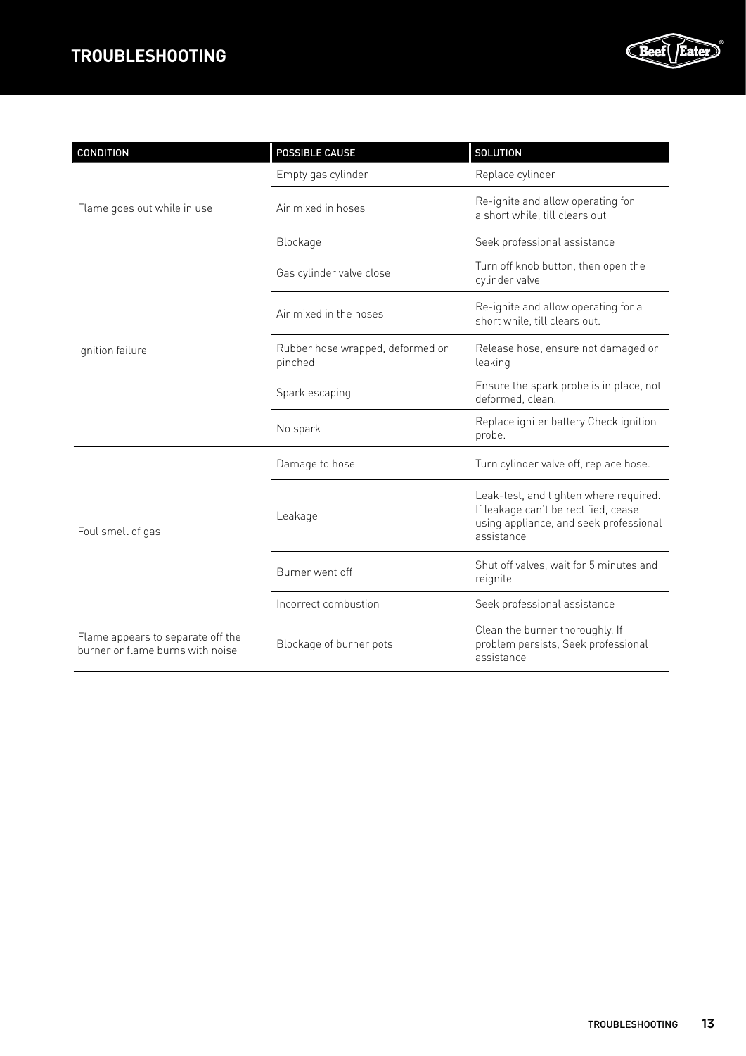# TROUBLESHOOTING

| CONDITION | POSSIBLE CAUSE | SOLUTION |
|---|---|---|
| Flame goes out while in use | Empty gas cylinder | Replace cylinder |
| | Air mixed in hoses | Re-ignite and allow operating for a short while, till clears out |
| | Blockage | Seek professional assistance |
| Ignition failure | Gas cylinder valve close | Turn off knob button, then open the cylinder valve |
| | Air mixed in the hoses | Re-ignite and allow operating for a short while, till clears out. |
| | Rubber hose wrapped, deformed or pinched | Release hose, ensure not damaged or leaking |
| | Spark escaping | Ensure the spark probe is in place, not deformed, clean. |
| | No spark | Replace igniter battery Check ignition probe. |
| Foul smell of gas | Damage to hose | Turn cylinder valve off, replace hose. |
| | Leakage | Leak-test, and tighten where required. If leakage can't be rectified, cease using appliance, and seek professional assistance |
| | Burner went off | Shut off valves, wait for 5 minutes and reignite |
| | Incorrect combustion | Seek professional assistance |
| Flame appears to separate off the burner or flame burns with noise | Blockage of burner pots | Clean the burner thoroughly. If problem persists, Seek professional assistance |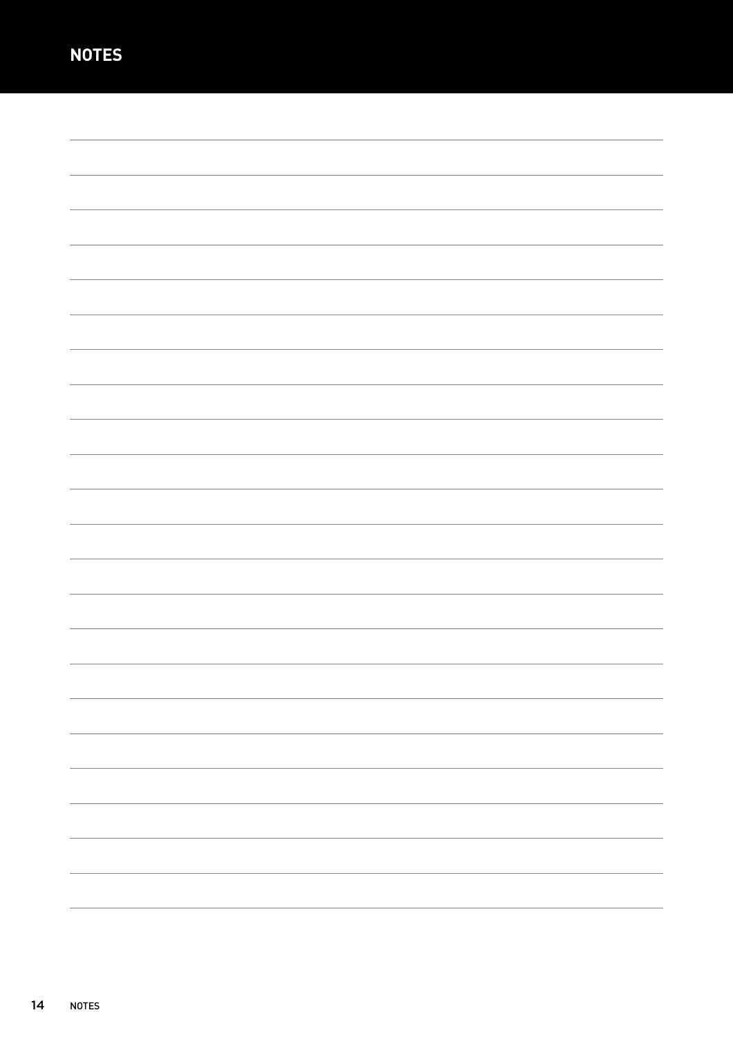# NOTES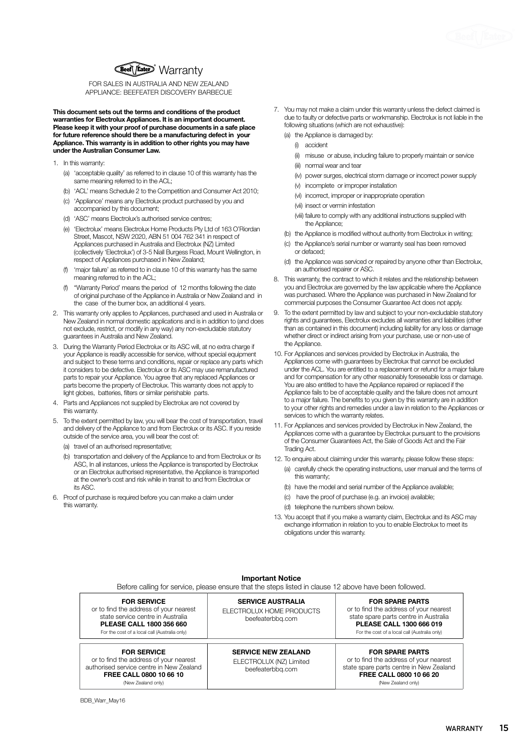# Beef Eater® Warranty

FOR SALES IN AUSTRALIA AND NEW ZEALAND
APPLIANCE: BEEFEATER DISCOVERY BARBECUE

**This document sets out the terms and conditions of the product warranties for Electrolux Appliances. It is an important document. Please keep it with your proof of purchase documents in a safe place for future reference should there be a manufacturing defect in your Appliance. This warranty is in addition to other rights you may have under the Australian Consumer Law.**

1. In this warranty:
   (a) 'acceptable quality' as referred to in clause 10 of this warranty has the same meaning referred to in the ACL;
   (b) 'ACL' means Schedule 2 to the Competition and Consumer Act 2010;
   (c) 'Appliance' means any Electrolux product purchased by you and accompanied by this document;
   (d) 'ASC' means Electrolux's authorised service centres;
   (e) 'Electrolux' means Electrolux Home Products Pty Ltd of 163 O'Riordan Street, Mascot, NSW 2020, ABN 51 004 762 341 in respect of Appliances purchased in Australia and Electrolux (NZ) Limited (collectively 'Electrolux') of 3-5 Niall Burgess Road, Mount Wellington, in respect of Appliances purchased in New Zealand;
   (f) 'major failure' as referred to in clause 10 of this warranty has the same meaning referred to in the ACL;
   (f) "Warranty Period' means the period of 12 months following the date of original purchase of the Appliance in Australia or New Zealand and in the case of the burner box, an additional 4 years.
2. This warranty only applies to Appliances, purchased and used in Australia or New Zealand in normal domestic applications and is in addition to (and does not exclude, restrict, or modify in any way) any non-excludable statutory guarantees in Australia and New Zealand.
3. During the Warranty Period Electrolux or its ASC will, at no extra charge if your Appliance is readily accessible for service, without special equipment and subject to these terms and conditions, repair or replace any parts which it considers to be defective. Electrolux or its ASC may use remanufactured parts to repair your Appliance. You agree that any replaced Appliances or parts become the property of Electrolux. This warranty does not apply to light globes, batteries, filters or similar perishable parts.
4. Parts and Appliances not supplied by Electrolux are not covered by this warranty.
5. To the extent permitted by law, you will bear the cost of transportation, travel and delivery of the Appliance to and from Electrolux or its ASC. If you reside outside of the service area, you will bear the cost of:
   (a) travel of an authorised representative;
   (b) transportation and delivery of the Appliance to and from Electrolux or its ASC, In all instances, unless the Appliance is transported by Electrolux or an Electrolux authorised representative, the Appliance is transported at the owner's cost and risk while in transit to and from Electrolux or its ASC.
6. Proof of purchase is required before you can make a claim under this warranty.
7. You may not make a claim under this warranty unless the defect claimed is due to faulty or defective parts or workmanship. Electrolux is not liable in the following situations (which are not exhaustive):
   (a) the Appliance is damaged by:
      (i) accident
      (ii) misuse or abuse, including failure to properly maintain or service
      (iii) normal wear and tear
      (iv) power surges, electrical storm damage or incorrect power supply
      (v) incomplete or improper installation
      (vi) incorrect, improper or inappropriate operation
      (vii) insect or vermin infestation
      (viii) failure to comply with any additional instructions supplied with the Appliance;
   (b) the Appliance is modified without authority from Electrolux in writing;
   (c) the Appliance's serial number or warranty seal has been removed or defaced;
   (d) the Appliance was serviced or repaired by anyone other than Electrolux, an authorised repairer or ASC.
8. This warranty, the contract to which it relates and the relationship between you and Electrolux are governed by the law applicable where the Appliance was purchased. Where the Appliance was purchased in New Zealand for commercial purposes the Consumer Guarantee Act does not apply.
9. To the extent permitted by law and subject to your non-excludable statutory rights and guarantees, Electrolux excludes all warranties and liabilities (other than as contained in this document) including liability for any loss or damage whether direct or indirect arising from your purchase, use or non-use of the Appliance.
10. For Appliances and services provided by Electrolux in Australia, the Appliances come with guarantees by Electrolux that cannot be excluded under the ACL. You are entitled to a replacement or refund for a major failure and for compensation for any other reasonably foreseeable loss or damage. You are also entitled to have the Appliance repaired or replaced if the Appliance fails to be of acceptable quality and the failure does not amount to a major failure. The benefits to you given by this warranty are in addition to your other rights and remedies under a law in relation to the Appliances or services to which the warranty relates.
11. For Appliances and services provided by Electrolux in New Zealand, the Appliances come with a guarantee by Electrolux pursuant to the provisions of the Consumer Guarantees Act, the Sale of Goods Act and the Fair Trading Act.
12. To enquire about claiming under this warranty, please follow these steps:
   (a) carefully check the operating instructions, user manual and the terms of this warranty;
   (b) have the model and serial number of the Appliance available;
   (c) have the proof of purchase (e.g. an invoice) available;
   (d) telephone the numbers shown below.
13. You accept that if you make a warranty claim, Electrolux and its ASC may exchange information in relation to you to enable Electrolux to meet its obligations under this warranty.

**Important Notice**

Before calling for service, please ensure that the steps listed in clause 12 above have been followed.

| **FOR SERVICE** or to find the address of your nearest state service centre in Australia **PLEASE CALL 1800 356 660** For the cost of a local call (Australia only) | **SERVICE AUSTRALIA** ELECTROLUX HOME PRODUCTS beefeaterbbq.com | **FOR SPARE PARTS** or to find the address of your nearest state spare parts centre in Australia **PLEASE CALL 1300 666 019** For the cost of a local call (Australia only) |
|---|---|---|
| **FOR SERVICE** or to find the address of your nearest authorised service centre in New Zealand **FREE CALL 0800 10 66 10** (New Zealand only) | **SERVICE NEW ZEALAND** ELECTROLUX (NZ) Limited beefeaterbbq.com | **FOR SPARE PARTS** or to find the address of your nearest state spare parts centre in New Zealand **FREE CALL 0800 10 66 20** (New Zealand only) |

BDB_Warr_May16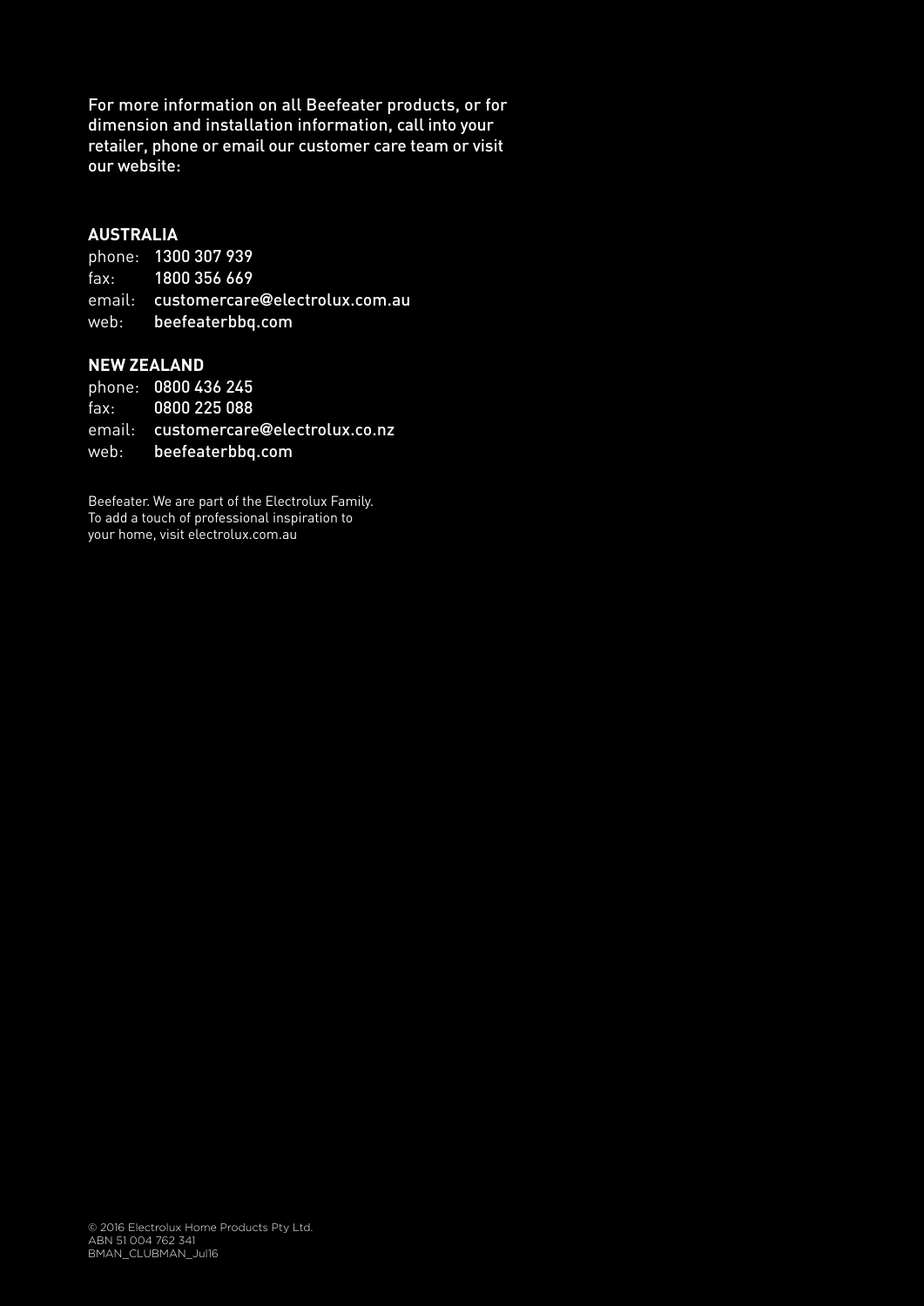For more information on all Beefeater products, or for dimension and installation information, call into your retailer, phone or email our customer care team or visit our website:

**AUSTRALIA**

phone: 1300 307 939
fax: 1800 356 669
email: customercare@electrolux.com.au
web: beefeaterbbq.com

**NEW ZEALAND**

phone: 0800 436 245
fax: 0800 225 088
email: customercare@electrolux.co.nz
web: beefeaterbbq.com

Beefeater. We are part of the Electrolux Family.
To add a touch of professional inspiration to your home, visit electrolux.com.au

© 2016 Electrolux Home Products Pty Ltd.
ABN 51 004 762 341
BMAN_CLUBMAN_Jul16